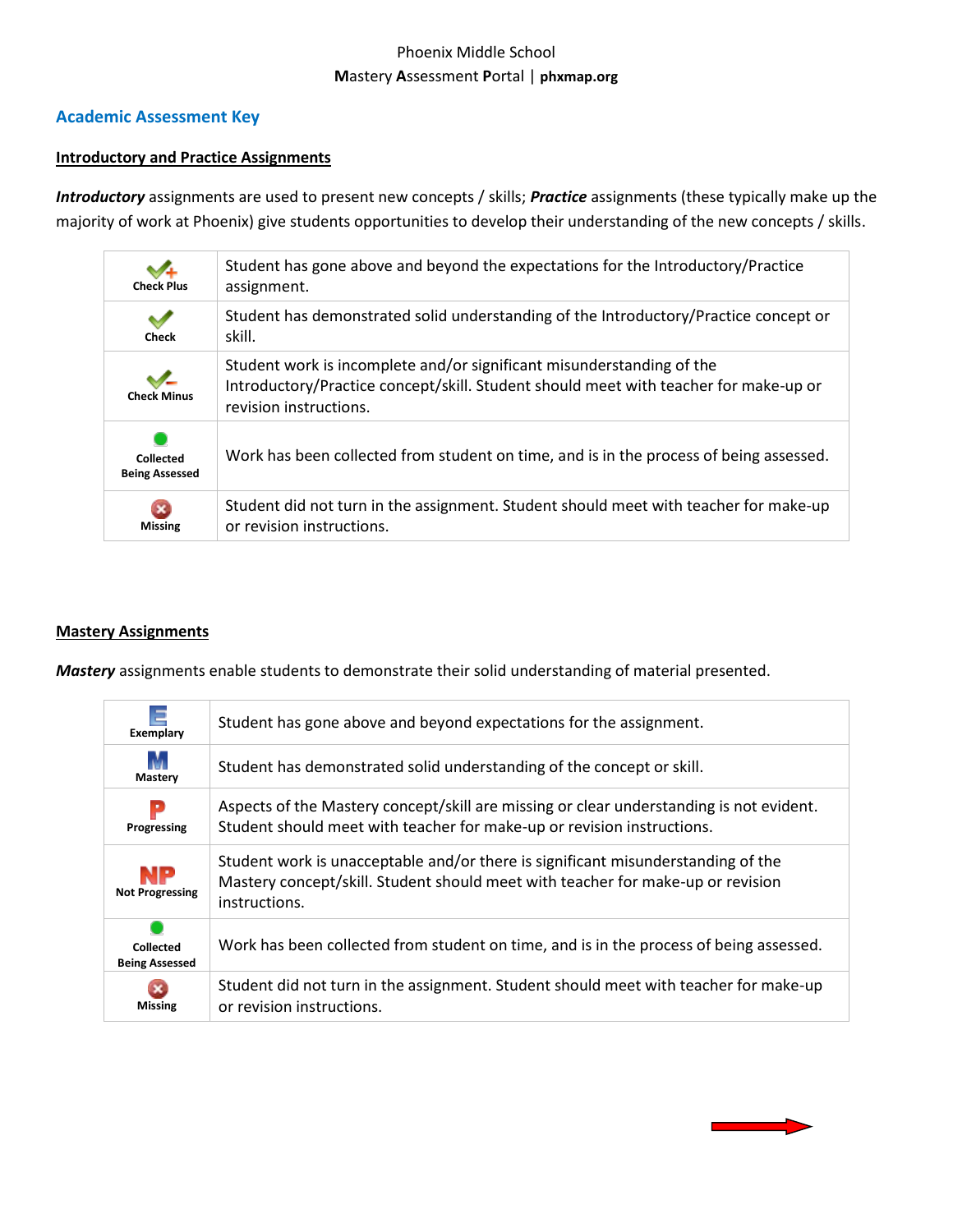Phoenix Middle School

**M**astery **A**ssessment **P**ortal | **phxmap.org**

## Academic Assessment Key

### Introductory and Practice Assignments

***Introductory*** assignments are used to present new concepts / skills; ***Practice*** assignments (these typically make up the majority of work at Phoenix) give students opportunities to develop their understanding of the new concepts / skills.

| | |
|---|---|
| Check Plus | Student has gone above and beyond the expectations for the Introductory/Practice assignment. |
| Check | Student has demonstrated solid understanding of the Introductory/Practice concept or skill. |
| Check Minus | Student work is incomplete and/or significant misunderstanding of the Introductory/Practice concept/skill. Student should meet with teacher for make-up or revision instructions. |
| Collected Being Assessed | Work has been collected from student on time, and is in the process of being assessed. |
| Missing | Student did not turn in the assignment. Student should meet with teacher for make-up or revision instructions. |

### Mastery Assignments

***Mastery*** assignments enable students to demonstrate their solid understanding of material presented.

| | |
|---|---|
| Exemplary | Student has gone above and beyond expectations for the assignment. |
| Mastery | Student has demonstrated solid understanding of the concept or skill. |
| Progressing | Aspects of the Mastery concept/skill are missing or clear understanding is not evident. Student should meet with teacher for make-up or revision instructions. |
| Not Progressing | Student work is unacceptable and/or there is significant misunderstanding of the Mastery concept/skill. Student should meet with teacher for make-up or revision instructions. |
| Collected Being Assessed | Work has been collected from student on time, and is in the process of being assessed. |
| Missing | Student did not turn in the assignment. Student should meet with teacher for make-up or revision instructions. |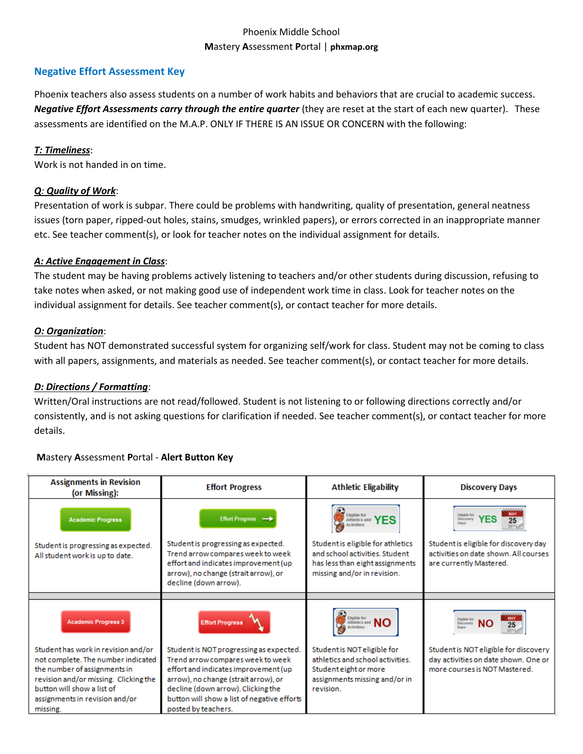Phoenix Middle School

**M**astery **A**ssessment **P**ortal | **phxmap.org**

## Negative Effort Assessment Key

Phoenix teachers also assess students on a number of work habits and behaviors that are crucial to academic success. ***Negative Effort Assessments carry through the entire quarter*** (they are reset at the start of each new quarter). These assessments are identified on the M.A.P. ONLY IF THERE IS AN ISSUE OR CONCERN with the following:

***T: Timeliness***:
Work is not handed in on time.

***Q: Quality of Work***:
Presentation of work is subpar. There could be problems with handwriting, quality of presentation, general neatness issues (torn paper, ripped-out holes, stains, smudges, wrinkled papers), or errors corrected in an inappropriate manner etc. See teacher comment(s), or look for teacher notes on the individual assignment for details.

***A: Active Engagement in Class***:
The student may be having problems actively listening to teachers and/or other students during discussion, refusing to take notes when asked, or not making good use of independent work time in class. Look for teacher notes on the individual assignment for details. See teacher comment(s), or contact teacher for more details.

***O: Organization***:
Student has NOT demonstrated successful system for organizing self/work for class. Student may not be coming to class with all papers, assignments, and materials as needed. See teacher comment(s), or contact teacher for more details.

***D: Directions / Formatting***:
Written/Oral instructions are not read/followed. Student is not listening to or following directions correctly and/or consistently, and is not asking questions for clarification if needed. See teacher comment(s), or contact teacher for more details.

**M**astery **A**ssessment **P**ortal - **Alert Button Key**

| Assignments in Revision (or Missing): | Effort Progress | Athletic Eligability | Discovery Days |
|---|---|---|---|
| Academic Progress<br>Student is progressing as expected. All student work is up to date. | Effort Progress →<br>Student is progressing as expected. Trend arrow compares week to week effort and indicates improvement (up arrow), no change (strait arrow), or decline (down arrow). | Eligible for Athletics and Activities: YES<br>Student is eligible for athletics and school activities. Student has less than eight assignments missing and/or in revision. | Eligible for Discovery Days: YES MAY 25 2010<br>Student is eligible for discovery day activities on date shown. All courses are currently Mastered. |
| Academic Progress 3<br>Student has work in revision and/or not complete. The number indicated the number of assignments in revision and/or missing. Clicking the button will show a list of assignments in revision and/or missing. | Effort Progress<br>Student is NOT progressing as expected. Trend arrow compares week to week effort and indicates improvement (up arrow), no change (strait arrow), or decline (down arrow). Clicking the button will show a list of negative efforts posted by teachers. | Eligible for Athletics and Activities: NO<br>Student is NOT eligible for athletics and school activities. Student eight or more assignments missing and/or in revision. | Eligible for Discovery Days: NO MAY 25 2010<br>Student is NOT eligible for discovery day activities on date shown. One or more courses is NOT Mastered. |